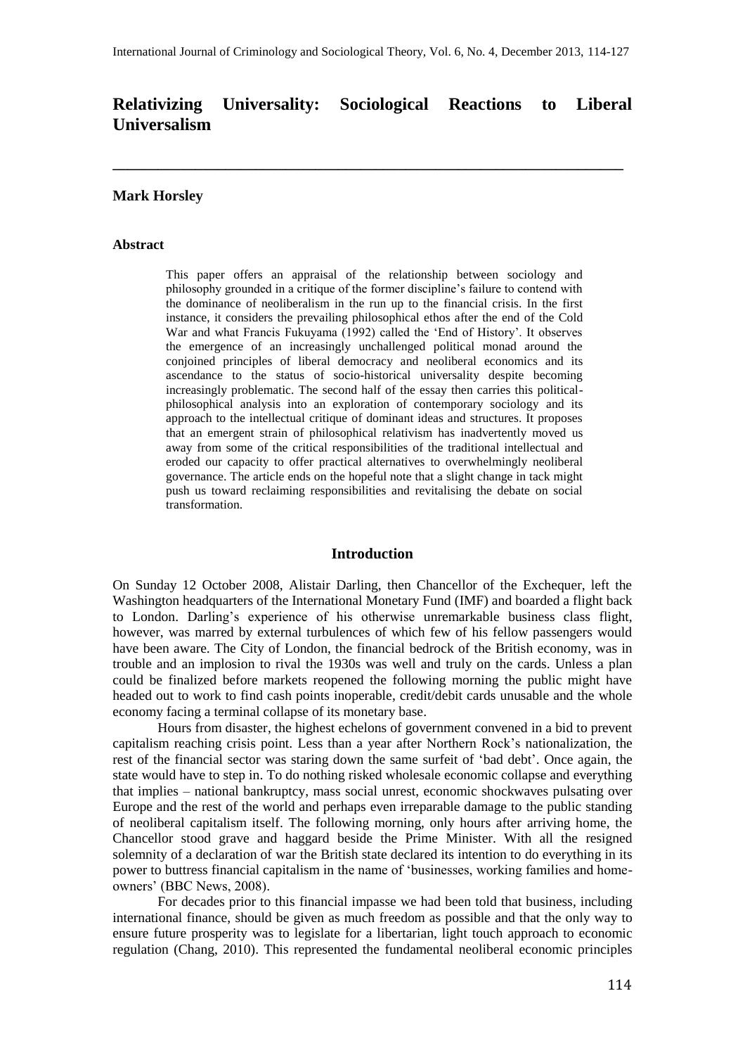# Relativizing Universality: Sociological Reactions to Liberal Universalism

**Mark Horsley**

### Abstract

This paper offers an appraisal of the relationship between sociology and philosophy grounded in a critique of the former discipline's failure to contend with the dominance of neoliberalism in the run up to the financial crisis. In the first instance, it considers the prevailing philosophical ethos after the end of the Cold War and what Francis Fukuyama (1992) called the 'End of History'. It observes the emergence of an increasingly unchallenged political monad around the conjoined principles of liberal democracy and neoliberal economics and its ascendance to the status of socio-historical universality despite becoming increasingly problematic. The second half of the essay then carries this political-philosophical analysis into an exploration of contemporary sociology and its approach to the intellectual critique of dominant ideas and structures. It proposes that an emergent strain of philosophical relativism has inadvertently moved us away from some of the critical responsibilities of the traditional intellectual and eroded our capacity to offer practical alternatives to overwhelmingly neoliberal governance. The article ends on the hopeful note that a slight change in tack might push us toward reclaiming responsibilities and revitalising the debate on social transformation.

## Introduction

On Sunday 12 October 2008, Alistair Darling, then Chancellor of the Exchequer, left the Washington headquarters of the International Monetary Fund (IMF) and boarded a flight back to London. Darling's experience of his otherwise unremarkable business class flight, however, was marred by external turbulences of which few of his fellow passengers would have been aware. The City of London, the financial bedrock of the British economy, was in trouble and an implosion to rival the 1930s was well and truly on the cards. Unless a plan could be finalized before markets reopened the following morning the public might have headed out to work to find cash points inoperable, credit/debit cards unusable and the whole economy facing a terminal collapse of its monetary base.

Hours from disaster, the highest echelons of government convened in a bid to prevent capitalism reaching crisis point. Less than a year after Northern Rock's nationalization, the rest of the financial sector was staring down the same surfeit of 'bad debt'. Once again, the state would have to step in. To do nothing risked wholesale economic collapse and everything that implies – national bankruptcy, mass social unrest, economic shockwaves pulsating over Europe and the rest of the world and perhaps even irreparable damage to the public standing of neoliberal capitalism itself. The following morning, only hours after arriving home, the Chancellor stood grave and haggard beside the Prime Minister. With all the resigned solemnity of a declaration of war the British state declared its intention to do everything in its power to buttress financial capitalism in the name of 'businesses, working families and home-owners' (BBC News, 2008).

For decades prior to this financial impasse we had been told that business, including international finance, should be given as much freedom as possible and that the only way to ensure future prosperity was to legislate for a libertarian, light touch approach to economic regulation (Chang, 2010). This represented the fundamental neoliberal economic principles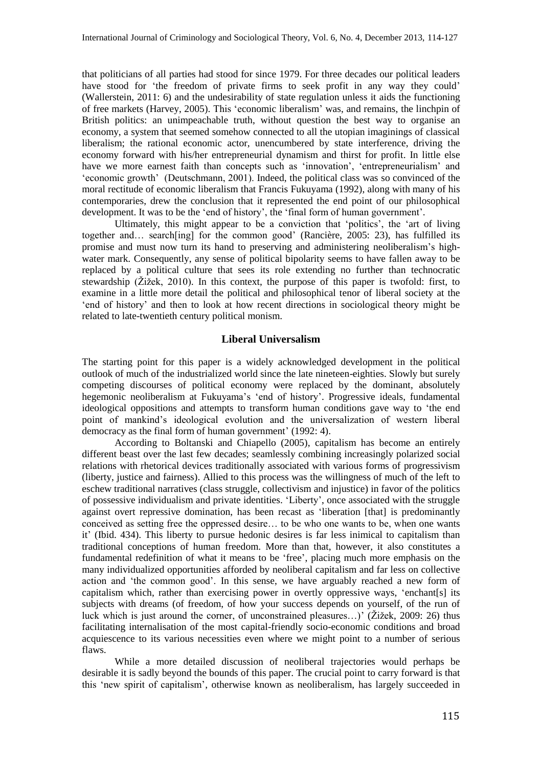that politicians of all parties had stood for since 1979. For three decades our political leaders have stood for 'the freedom of private firms to seek profit in any way they could' (Wallerstein, 2011: 6) and the undesirability of state regulation unless it aids the functioning of free markets (Harvey, 2005). This 'economic liberalism' was, and remains, the linchpin of British politics: an unimpeachable truth, without question the best way to organise an economy, a system that seemed somehow connected to all the utopian imaginings of classical liberalism; the rational economic actor, unencumbered by state interference, driving the economy forward with his/her entrepreneurial dynamism and thirst for profit. In little else have we more earnest faith than concepts such as 'innovation', 'entrepreneurialism' and 'economic growth' (Deutschmann, 2001). Indeed, the political class was so convinced of the moral rectitude of economic liberalism that Francis Fukuyama (1992), along with many of his contemporaries, drew the conclusion that it represented the end point of our philosophical development. It was to be the 'end of history', the 'final form of human government'.

Ultimately, this might appear to be a conviction that 'politics', the 'art of living together and… search[ing] for the common good' (Rancière, 2005: 23), has fulfilled its promise and must now turn its hand to preserving and administering neoliberalism's high-water mark. Consequently, any sense of political bipolarity seems to have fallen away to be replaced by a political culture that sees its role extending no further than technocratic stewardship (Žižek, 2010). In this context, the purpose of this paper is twofold: first, to examine in a little more detail the political and philosophical tenor of liberal society at the 'end of history' and then to look at how recent directions in sociological theory might be related to late-twentieth century political monism.

## Liberal Universalism

The starting point for this paper is a widely acknowledged development in the political outlook of much of the industrialized world since the late nineteen-eighties. Slowly but surely competing discourses of political economy were replaced by the dominant, absolutely hegemonic neoliberalism at Fukuyama's 'end of history'. Progressive ideals, fundamental ideological oppositions and attempts to transform human conditions gave way to 'the end point of mankind's ideological evolution and the universalization of western liberal democracy as the final form of human government' (1992: 4).

According to Boltanski and Chiapello (2005), capitalism has become an entirely different beast over the last few decades; seamlessly combining increasingly polarized social relations with rhetorical devices traditionally associated with various forms of progressivism (liberty, justice and fairness). Allied to this process was the willingness of much of the left to eschew traditional narratives (class struggle, collectivism and injustice) in favor of the politics of possessive individualism and private identities. 'Liberty', once associated with the struggle against overt repressive domination, has been recast as 'liberation [that] is predominantly conceived as setting free the oppressed desire… to be who one wants to be, when one wants it' (Ibid. 434). This liberty to pursue hedonic desires is far less inimical to capitalism than traditional conceptions of human freedom. More than that, however, it also constitutes a fundamental redefinition of what it means to be 'free', placing much more emphasis on the many individualized opportunities afforded by neoliberal capitalism and far less on collective action and 'the common good'. In this sense, we have arguably reached a new form of capitalism which, rather than exercising power in overtly oppressive ways, 'enchant[s] its subjects with dreams (of freedom, of how your success depends on yourself, of the run of luck which is just around the corner, of unconstrained pleasures…)' (Žižek, 2009: 26) thus facilitating internalisation of the most capital-friendly socio-economic conditions and broad acquiescence to its various necessities even where we might point to a number of serious flaws.

While a more detailed discussion of neoliberal trajectories would perhaps be desirable it is sadly beyond the bounds of this paper. The crucial point to carry forward is that this 'new spirit of capitalism', otherwise known as neoliberalism, has largely succeeded in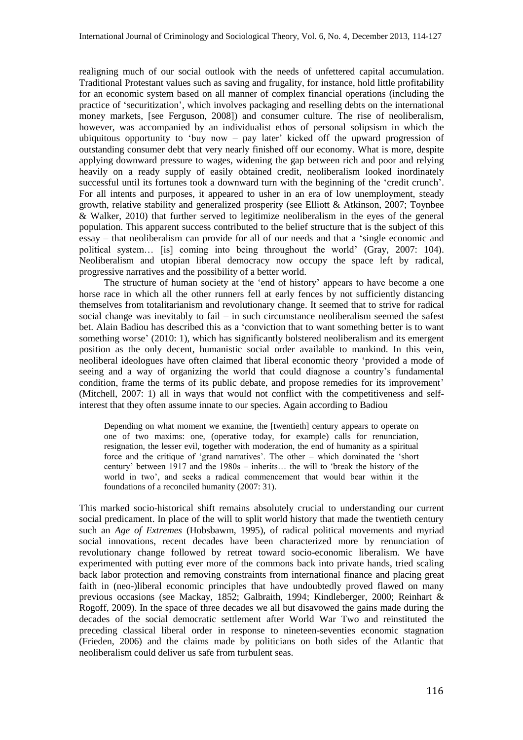realigning much of our social outlook with the needs of unfettered capital accumulation. Traditional Protestant values such as saving and frugality, for instance, hold little profitability for an economic system based on all manner of complex financial operations (including the practice of 'securitization', which involves packaging and reselling debts on the international money markets, [see Ferguson, 2008]) and consumer culture. The rise of neoliberalism, however, was accompanied by an individualist ethos of personal solipsism in which the ubiquitous opportunity to 'buy now – pay later' kicked off the upward progression of outstanding consumer debt that very nearly finished off our economy. What is more, despite applying downward pressure to wages, widening the gap between rich and poor and relying heavily on a ready supply of easily obtained credit, neoliberalism looked inordinately successful until its fortunes took a downward turn with the beginning of the 'credit crunch'. For all intents and purposes, it appeared to usher in an era of low unemployment, steady growth, relative stability and generalized prosperity (see Elliott & Atkinson, 2007; Toynbee & Walker, 2010) that further served to legitimize neoliberalism in the eyes of the general population. This apparent success contributed to the belief structure that is the subject of this essay – that neoliberalism can provide for all of our needs and that a 'single economic and political system… [is] coming into being throughout the world' (Gray, 2007: 104). Neoliberalism and utopian liberal democracy now occupy the space left by radical, progressive narratives and the possibility of a better world.

The structure of human society at the 'end of history' appears to have become a one horse race in which all the other runners fell at early fences by not sufficiently distancing themselves from totalitarianism and revolutionary change. It seemed that to strive for radical social change was inevitably to fail – in such circumstance neoliberalism seemed the safest bet. Alain Badiou has described this as a 'conviction that to want something better is to want something worse' (2010: 1), which has significantly bolstered neoliberalism and its emergent position as the only decent, humanistic social order available to mankind. In this vein, neoliberal ideologues have often claimed that liberal economic theory 'provided a mode of seeing and a way of organizing the world that could diagnose a country's fundamental condition, frame the terms of its public debate, and propose remedies for its improvement' (Mitchell, 2007: 1) all in ways that would not conflict with the competitiveness and self-interest that they often assume innate to our species. Again according to Badiou

> Depending on what moment we examine, the [twentieth] century appears to operate on one of two maxims: one, (operative today, for example) calls for renunciation, resignation, the lesser evil, together with moderation, the end of humanity as a spiritual force and the critique of 'grand narratives'. The other – which dominated the 'short century' between 1917 and the 1980s – inherits… the will to 'break the history of the world in two', and seeks a radical commencement that would bear within it the foundations of a reconciled humanity (2007: 31).

This marked socio-historical shift remains absolutely crucial to understanding our current social predicament. In place of the will to split world history that made the twentieth century such an *Age of Extremes* (Hobsbawm, 1995), of radical political movements and myriad social innovations, recent decades have been characterized more by renunciation of revolutionary change followed by retreat toward socio-economic liberalism. We have experimented with putting ever more of the commons back into private hands, tried scaling back labor protection and removing constraints from international finance and placing great faith in (neo-)liberal economic principles that have undoubtedly proved flawed on many previous occasions (see Mackay, 1852; Galbraith, 1994; Kindleberger, 2000; Reinhart & Rogoff, 2009). In the space of three decades we all but disavowed the gains made during the decades of the social democratic settlement after World War Two and reinstituted the preceding classical liberal order in response to nineteen-seventies economic stagnation (Frieden, 2006) and the claims made by politicians on both sides of the Atlantic that neoliberalism could deliver us safe from turbulent seas.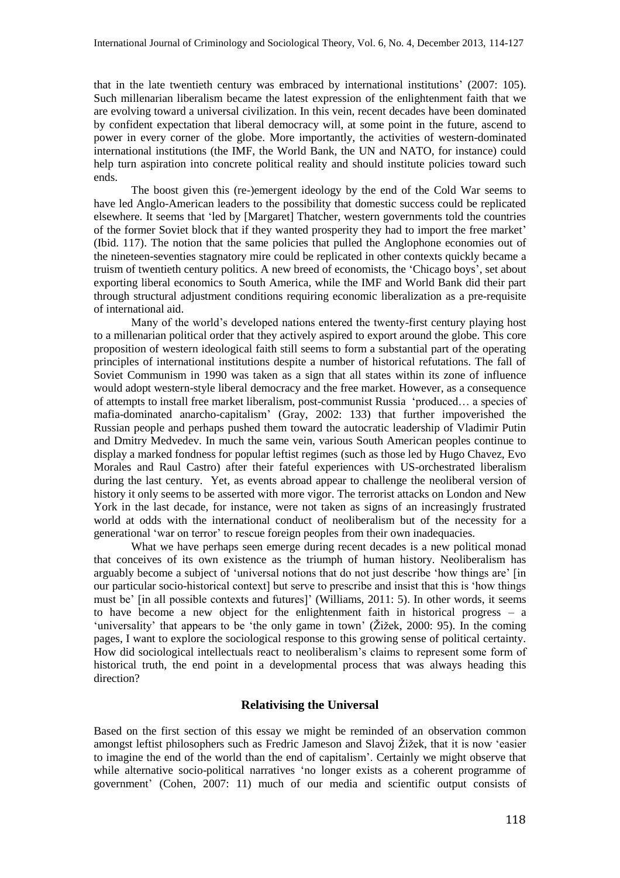that in the late twentieth century was embraced by international institutions' (2007: 105). Such millenarian liberalism became the latest expression of the enlightenment faith that we are evolving toward a universal civilization. In this vein, recent decades have been dominated by confident expectation that liberal democracy will, at some point in the future, ascend to power in every corner of the globe. More importantly, the activities of western-dominated international institutions (the IMF, the World Bank, the UN and NATO, for instance) could help turn aspiration into concrete political reality and should institute policies toward such ends.

The boost given this (re-)emergent ideology by the end of the Cold War seems to have led Anglo-American leaders to the possibility that domestic success could be replicated elsewhere. It seems that 'led by [Margaret] Thatcher, western governments told the countries of the former Soviet block that if they wanted prosperity they had to import the free market' (Ibid. 117). The notion that the same policies that pulled the Anglophone economies out of the nineteen-seventies stagnatory mire could be replicated in other contexts quickly became a truism of twentieth century politics. A new breed of economists, the 'Chicago boys', set about exporting liberal economics to South America, while the IMF and World Bank did their part through structural adjustment conditions requiring economic liberalization as a pre-requisite of international aid.

Many of the world's developed nations entered the twenty-first century playing host to a millenarian political order that they actively aspired to export around the globe. This core proposition of western ideological faith still seems to form a substantial part of the operating principles of international institutions despite a number of historical refutations. The fall of Soviet Communism in 1990 was taken as a sign that all states within its zone of influence would adopt western-style liberal democracy and the free market. However, as a consequence of attempts to install free market liberalism, post-communist Russia 'produced… a species of mafia-dominated anarcho-capitalism' (Gray, 2002: 133) that further impoverished the Russian people and perhaps pushed them toward the autocratic leadership of Vladimir Putin and Dmitry Medvedev. In much the same vein, various South American peoples continue to display a marked fondness for popular leftist regimes (such as those led by Hugo Chavez, Evo Morales and Raul Castro) after their fateful experiences with US-orchestrated liberalism during the last century. Yet, as events abroad appear to challenge the neoliberal version of history it only seems to be asserted with more vigor. The terrorist attacks on London and New York in the last decade, for instance, were not taken as signs of an increasingly frustrated world at odds with the international conduct of neoliberalism but of the necessity for a generational 'war on terror' to rescue foreign peoples from their own inadequacies.

What we have perhaps seen emerge during recent decades is a new political monad that conceives of its own existence as the triumph of human history. Neoliberalism has arguably become a subject of 'universal notions that do not just describe 'how things are' [in our particular socio-historical context] but serve to prescribe and insist that this is 'how things must be' [in all possible contexts and futures]' (Williams, 2011: 5). In other words, it seems to have become a new object for the enlightenment faith in historical progress – a 'universality' that appears to be 'the only game in town' (Žižek, 2000: 95). In the coming pages, I want to explore the sociological response to this growing sense of political certainty. How did sociological intellectuals react to neoliberalism's claims to represent some form of historical truth, the end point in a developmental process that was always heading this direction?

## Relativising the Universal

Based on the first section of this essay we might be reminded of an observation common amongst leftist philosophers such as Fredric Jameson and Slavoj Žižek, that it is now 'easier to imagine the end of the world than the end of capitalism'. Certainly we might observe that while alternative socio-political narratives 'no longer exists as a coherent programme of government' (Cohen, 2007: 11) much of our media and scientific output consists of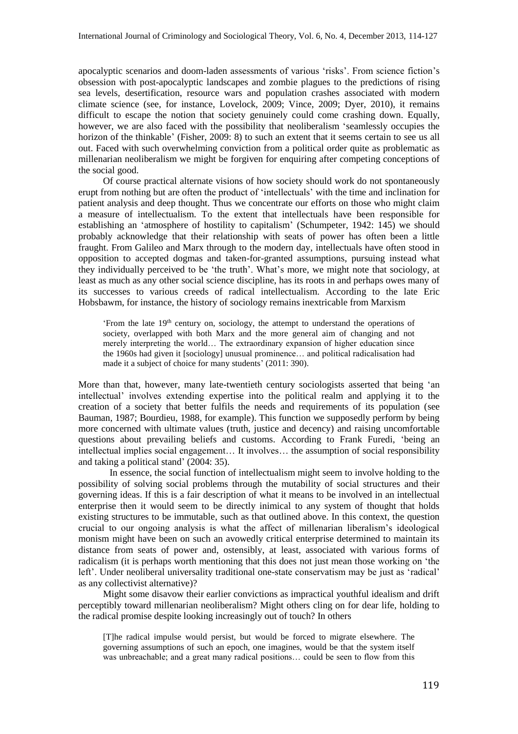apocalyptic scenarios and doom-laden assessments of various 'risks'. From science fiction's obsession with post-apocalyptic landscapes and zombie plagues to the predictions of rising sea levels, desertification, resource wars and population crashes associated with modern climate science (see, for instance, Lovelock, 2009; Vince, 2009; Dyer, 2010), it remains difficult to escape the notion that society genuinely could come crashing down. Equally, however, we are also faced with the possibility that neoliberalism 'seamlessly occupies the horizon of the thinkable' (Fisher, 2009: 8) to such an extent that it seems certain to see us all out. Faced with such overwhelming conviction from a political order quite as problematic as millenarian neoliberalism we might be forgiven for enquiring after competing conceptions of the social good.

Of course practical alternate visions of how society should work do not spontaneously erupt from nothing but are often the product of 'intellectuals' with the time and inclination for patient analysis and deep thought. Thus we concentrate our efforts on those who might claim a measure of intellectualism. To the extent that intellectuals have been responsible for establishing an 'atmosphere of hostility to capitalism' (Schumpeter, 1942: 145) we should probably acknowledge that their relationship with seats of power has often been a little fraught. From Galileo and Marx through to the modern day, intellectuals have often stood in opposition to accepted dogmas and taken-for-granted assumptions, pursuing instead what they individually perceived to be 'the truth'. What's more, we might note that sociology, at least as much as any other social science discipline, has its roots in and perhaps owes many of its successes to various creeds of radical intellectualism. According to the late Eric Hobsbawm, for instance, the history of sociology remains inextricable from Marxism

> 'From the late 19th century on, sociology, the attempt to understand the operations of society, overlapped with both Marx and the more general aim of changing and not merely interpreting the world… The extraordinary expansion of higher education since the 1960s had given it [sociology] unusual prominence… and political radicalisation had made it a subject of choice for many students' (2011: 390).

More than that, however, many late-twentieth century sociologists asserted that being 'an intellectual' involves extending expertise into the political realm and applying it to the creation of a society that better fulfils the needs and requirements of its population (see Bauman, 1987; Bourdieu, 1988, for example). This function we supposedly perform by being more concerned with ultimate values (truth, justice and decency) and raising uncomfortable questions about prevailing beliefs and customs. According to Frank Furedi, 'being an intellectual implies social engagement… It involves… the assumption of social responsibility and taking a political stand' (2004: 35).

In essence, the social function of intellectualism might seem to involve holding to the possibility of solving social problems through the mutability of social structures and their governing ideas. If this is a fair description of what it means to be involved in an intellectual enterprise then it would seem to be directly inimical to any system of thought that holds existing structures to be immutable, such as that outlined above. In this context, the question crucial to our ongoing analysis is what the affect of millenarian liberalism's ideological monism might have been on such an avowedly critical enterprise determined to maintain its distance from seats of power and, ostensibly, at least, associated with various forms of radicalism (it is perhaps worth mentioning that this does not just mean those working on 'the left'. Under neoliberal universality traditional one-state conservatism may be just as 'radical' as any collectivist alternative)?

Might some disavow their earlier convictions as impractical youthful idealism and drift perceptibly toward millenarian neoliberalism? Might others cling on for dear life, holding to the radical promise despite looking increasingly out of touch? In others

> [T]he radical impulse would persist, but would be forced to migrate elsewhere. The governing assumptions of such an epoch, one imagines, would be that the system itself was unbreachable; and a great many radical positions… could be seen to flow from this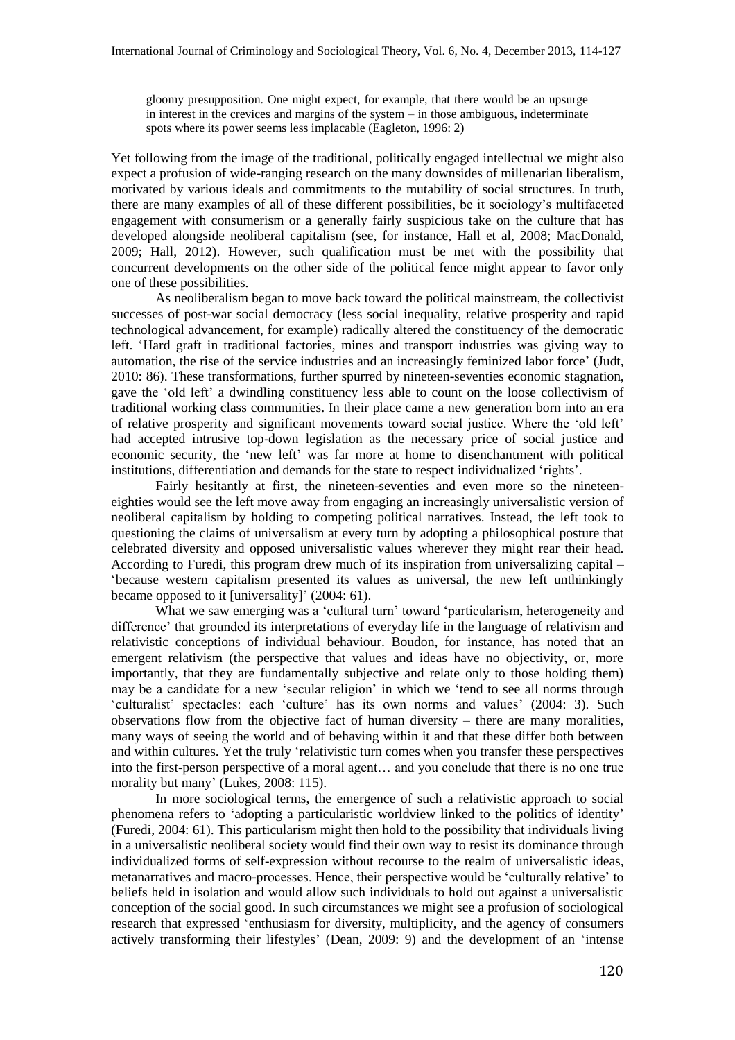> gloomy presupposition. One might expect, for example, that there would be an upsurge in interest in the crevices and margins of the system – in those ambiguous, indeterminate spots where its power seems less implacable (Eagleton, 1996: 2)

Yet following from the image of the traditional, politically engaged intellectual we might also expect a profusion of wide-ranging research on the many downsides of millenarian liberalism, motivated by various ideals and commitments to the mutability of social structures. In truth, there are many examples of all of these different possibilities, be it sociology's multifaceted engagement with consumerism or a generally fairly suspicious take on the culture that has developed alongside neoliberal capitalism (see, for instance, Hall et al, 2008; MacDonald, 2009; Hall, 2012). However, such qualification must be met with the possibility that concurrent developments on the other side of the political fence might appear to favor only one of these possibilities.

As neoliberalism began to move back toward the political mainstream, the collectivist successes of post-war social democracy (less social inequality, relative prosperity and rapid technological advancement, for example) radically altered the constituency of the democratic left. 'Hard graft in traditional factories, mines and transport industries was giving way to automation, the rise of the service industries and an increasingly feminized labor force' (Judt, 2010: 86). These transformations, further spurred by nineteen-seventies economic stagnation, gave the 'old left' a dwindling constituency less able to count on the loose collectivism of traditional working class communities. In their place came a new generation born into an era of relative prosperity and significant movements toward social justice. Where the 'old left' had accepted intrusive top-down legislation as the necessary price of social justice and economic security, the 'new left' was far more at home to disenchantment with political institutions, differentiation and demands for the state to respect individualized 'rights'.

Fairly hesitantly at first, the nineteen-seventies and even more so the nineteen-eighties would see the left move away from engaging an increasingly universalistic version of neoliberal capitalism by holding to competing political narratives. Instead, the left took to questioning the claims of universalism at every turn by adopting a philosophical posture that celebrated diversity and opposed universalistic values wherever they might rear their head. According to Furedi, this program drew much of its inspiration from universalizing capital – 'because western capitalism presented its values as universal, the new left unthinkingly became opposed to it [universality]' (2004: 61).

What we saw emerging was a 'cultural turn' toward 'particularism, heterogeneity and difference' that grounded its interpretations of everyday life in the language of relativism and relativistic conceptions of individual behaviour. Boudon, for instance, has noted that an emergent relativism (the perspective that values and ideas have no objectivity, or, more importantly, that they are fundamentally subjective and relate only to those holding them) may be a candidate for a new 'secular religion' in which we 'tend to see all norms through 'culturalist' spectacles: each 'culture' has its own norms and values' (2004: 3). Such observations flow from the objective fact of human diversity – there are many moralities, many ways of seeing the world and of behaving within it and that these differ both between and within cultures. Yet the truly 'relativistic turn comes when you transfer these perspectives into the first-person perspective of a moral agent… and you conclude that there is no one true morality but many' (Lukes, 2008: 115).

In more sociological terms, the emergence of such a relativistic approach to social phenomena refers to 'adopting a particularistic worldview linked to the politics of identity' (Furedi, 2004: 61). This particularism might then hold to the possibility that individuals living in a universalistic neoliberal society would find their own way to resist its dominance through individualized forms of self-expression without recourse to the realm of universalistic ideas, metanarratives and macro-processes. Hence, their perspective would be 'culturally relative' to beliefs held in isolation and would allow such individuals to hold out against a universalistic conception of the social good. In such circumstances we might see a profusion of sociological research that expressed 'enthusiasm for diversity, multiplicity, and the agency of consumers actively transforming their lifestyles' (Dean, 2009: 9) and the development of an 'intense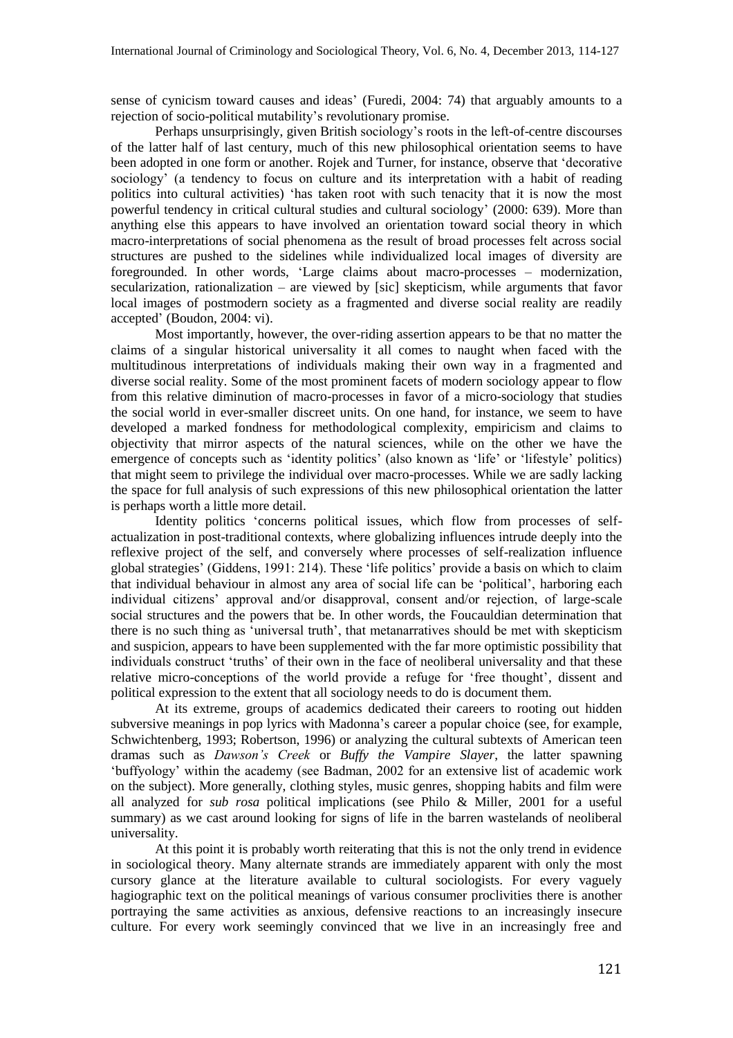sense of cynicism toward causes and ideas' (Furedi, 2004: 74) that arguably amounts to a rejection of socio-political mutability's revolutionary promise.

Perhaps unsurprisingly, given British sociology's roots in the left-of-centre discourses of the latter half of last century, much of this new philosophical orientation seems to have been adopted in one form or another. Rojek and Turner, for instance, observe that 'decorative sociology' (a tendency to focus on culture and its interpretation with a habit of reading politics into cultural activities) 'has taken root with such tenacity that it is now the most powerful tendency in critical cultural studies and cultural sociology' (2000: 639). More than anything else this appears to have involved an orientation toward social theory in which macro-interpretations of social phenomena as the result of broad processes felt across social structures are pushed to the sidelines while individualized local images of diversity are foregrounded. In other words, 'Large claims about macro-processes – modernization, secularization, rationalization – are viewed by [sic] skepticism, while arguments that favor local images of postmodern society as a fragmented and diverse social reality are readily accepted' (Boudon, 2004: vi).

Most importantly, however, the over-riding assertion appears to be that no matter the claims of a singular historical universality it all comes to naught when faced with the multitudinous interpretations of individuals making their own way in a fragmented and diverse social reality. Some of the most prominent facets of modern sociology appear to flow from this relative diminution of macro-processes in favor of a micro-sociology that studies the social world in ever-smaller discreet units. On one hand, for instance, we seem to have developed a marked fondness for methodological complexity, empiricism and claims to objectivity that mirror aspects of the natural sciences, while on the other we have the emergence of concepts such as 'identity politics' (also known as 'life' or 'lifestyle' politics) that might seem to privilege the individual over macro-processes. While we are sadly lacking the space for full analysis of such expressions of this new philosophical orientation the latter is perhaps worth a little more detail.

Identity politics 'concerns political issues, which flow from processes of self-actualization in post-traditional contexts, where globalizing influences intrude deeply into the reflexive project of the self, and conversely where processes of self-realization influence global strategies' (Giddens, 1991: 214). These 'life politics' provide a basis on which to claim that individual behaviour in almost any area of social life can be 'political', harboring each individual citizens' approval and/or disapproval, consent and/or rejection, of large-scale social structures and the powers that be. In other words, the Foucauldian determination that there is no such thing as 'universal truth', that metanarratives should be met with skepticism and suspicion, appears to have been supplemented with the far more optimistic possibility that individuals construct 'truths' of their own in the face of neoliberal universality and that these relative micro-conceptions of the world provide a refuge for 'free thought', dissent and political expression to the extent that all sociology needs to do is document them.

At its extreme, groups of academics dedicated their careers to rooting out hidden subversive meanings in pop lyrics with Madonna's career a popular choice (see, for example, Schwichtenberg, 1993; Robertson, 1996) or analyzing the cultural subtexts of American teen dramas such as *Dawson's Creek* or *Buffy the Vampire Slayer*, the latter spawning 'buffyology' within the academy (see Badman, 2002 for an extensive list of academic work on the subject). More generally, clothing styles, music genres, shopping habits and film were all analyzed for *sub rosa* political implications (see Philo & Miller, 2001 for a useful summary) as we cast around looking for signs of life in the barren wastelands of neoliberal universality.

At this point it is probably worth reiterating that this is not the only trend in evidence in sociological theory. Many alternate strands are immediately apparent with only the most cursory glance at the literature available to cultural sociologists. For every vaguely hagiographic text on the political meanings of various consumer proclivities there is another portraying the same activities as anxious, defensive reactions to an increasingly insecure culture. For every work seemingly convinced that we live in an increasingly free and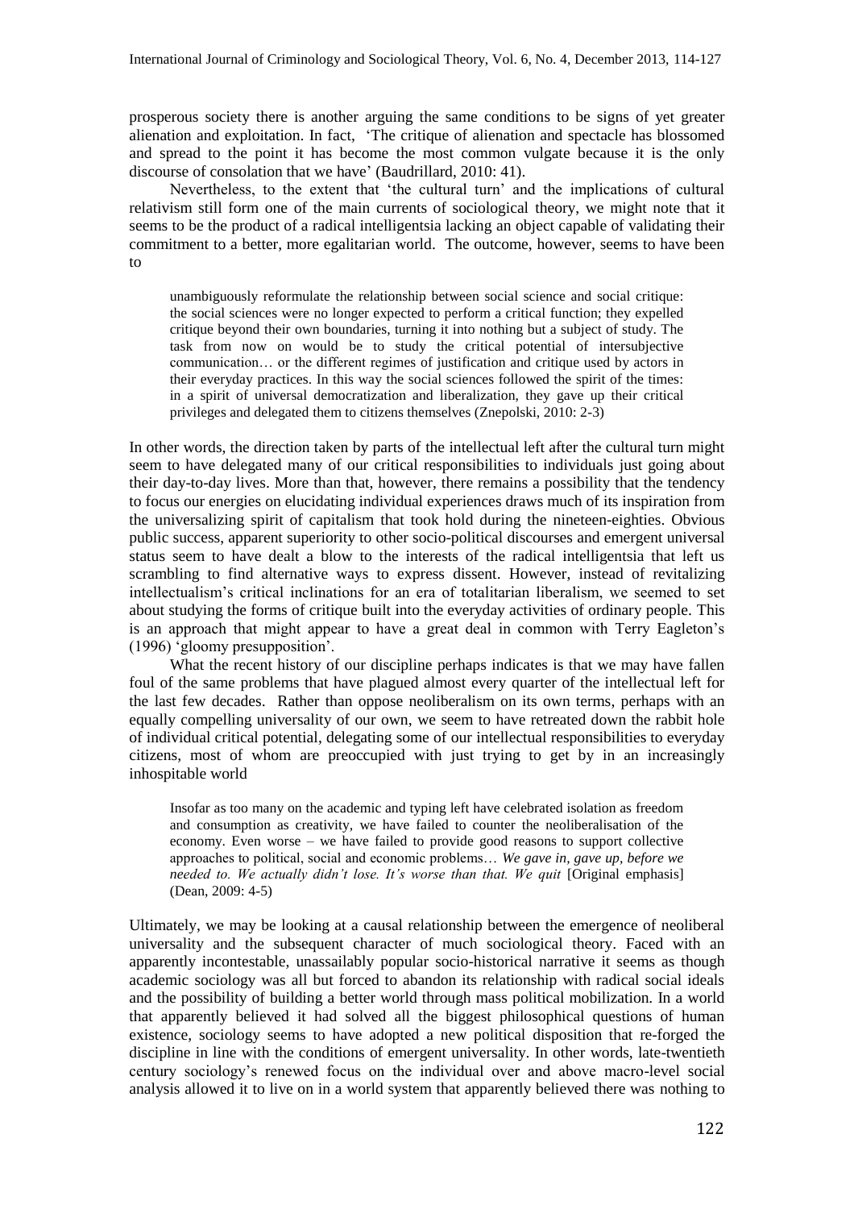prosperous society there is another arguing the same conditions to be signs of yet greater alienation and exploitation. In fact, 'The critique of alienation and spectacle has blossomed and spread to the point it has become the most common vulgate because it is the only discourse of consolation that we have' (Baudrillard, 2010: 41).

Nevertheless, to the extent that 'the cultural turn' and the implications of cultural relativism still form one of the main currents of sociological theory, we might note that it seems to be the product of a radical intelligentsia lacking an object capable of validating their commitment to a better, more egalitarian world. The outcome, however, seems to have been to

> unambiguously reformulate the relationship between social science and social critique: the social sciences were no longer expected to perform a critical function; they expelled critique beyond their own boundaries, turning it into nothing but a subject of study. The task from now on would be to study the critical potential of intersubjective communication… or the different regimes of justification and critique used by actors in their everyday practices. In this way the social sciences followed the spirit of the times: in a spirit of universal democratization and liberalization, they gave up their critical privileges and delegated them to citizens themselves (Znepolski, 2010: 2-3)

In other words, the direction taken by parts of the intellectual left after the cultural turn might seem to have delegated many of our critical responsibilities to individuals just going about their day-to-day lives. More than that, however, there remains a possibility that the tendency to focus our energies on elucidating individual experiences draws much of its inspiration from the universalizing spirit of capitalism that took hold during the nineteen-eighties. Obvious public success, apparent superiority to other socio-political discourses and emergent universal status seem to have dealt a blow to the interests of the radical intelligentsia that left us scrambling to find alternative ways to express dissent. However, instead of revitalizing intellectualism's critical inclinations for an era of totalitarian liberalism, we seemed to set about studying the forms of critique built into the everyday activities of ordinary people. This is an approach that might appear to have a great deal in common with Terry Eagleton's (1996) 'gloomy presupposition'.

What the recent history of our discipline perhaps indicates is that we may have fallen foul of the same problems that have plagued almost every quarter of the intellectual left for the last few decades. Rather than oppose neoliberalism on its own terms, perhaps with an equally compelling universality of our own, we seem to have retreated down the rabbit hole of individual critical potential, delegating some of our intellectual responsibilities to everyday citizens, most of whom are preoccupied with just trying to get by in an increasingly inhospitable world

> Insofar as too many on the academic and typing left have celebrated isolation as freedom and consumption as creativity, we have failed to counter the neoliberalisation of the economy. Even worse – we have failed to provide good reasons to support collective approaches to political, social and economic problems… *We gave in, gave up, before we needed to. We actually didn't lose. It's worse than that. We quit* [Original emphasis] (Dean, 2009: 4-5)

Ultimately, we may be looking at a causal relationship between the emergence of neoliberal universality and the subsequent character of much sociological theory. Faced with an apparently incontestable, unassailably popular socio-historical narrative it seems as though academic sociology was all but forced to abandon its relationship with radical social ideals and the possibility of building a better world through mass political mobilization. In a world that apparently believed it had solved all the biggest philosophical questions of human existence, sociology seems to have adopted a new political disposition that re-forged the discipline in line with the conditions of emergent universality. In other words, late-twentieth century sociology's renewed focus on the individual over and above macro-level social analysis allowed it to live on in a world system that apparently believed there was nothing to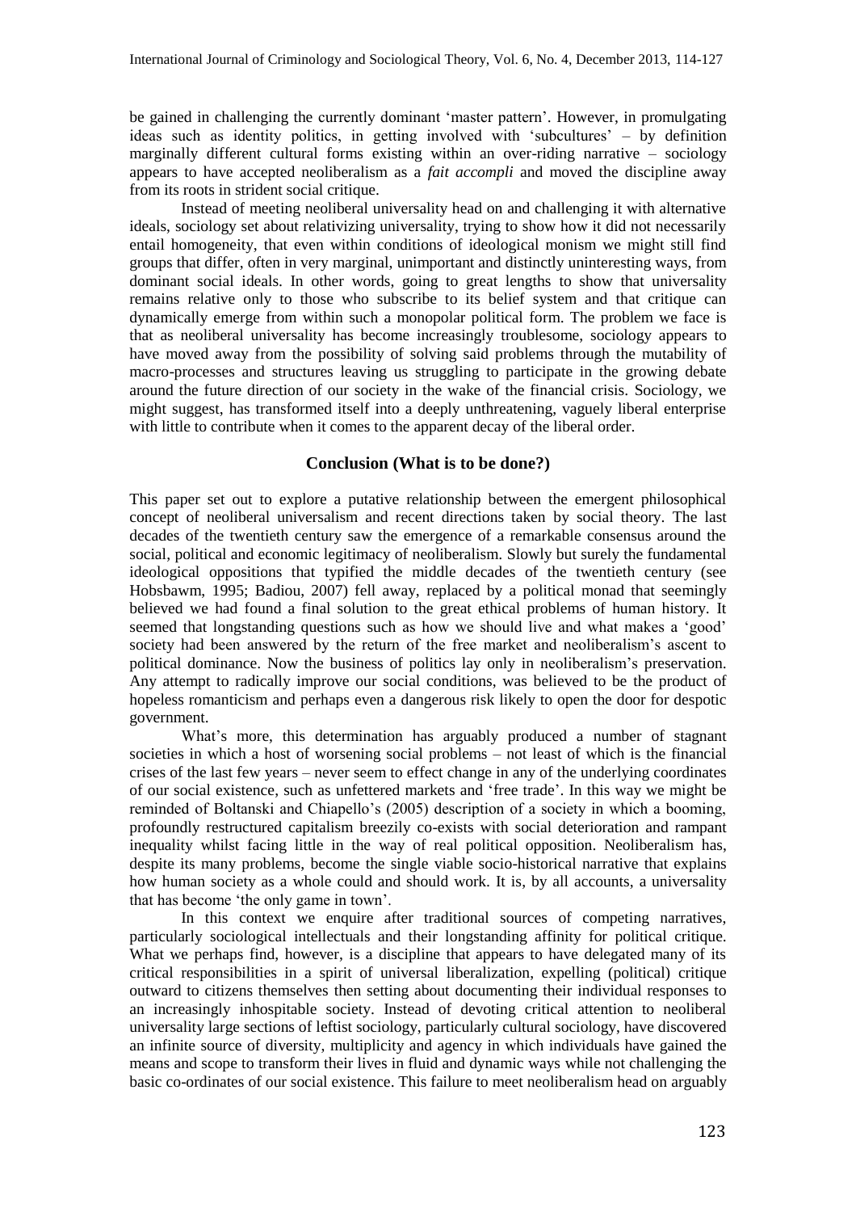be gained in challenging the currently dominant 'master pattern'. However, in promulgating ideas such as identity politics, in getting involved with 'subcultures' – by definition marginally different cultural forms existing within an over-riding narrative – sociology appears to have accepted neoliberalism as a *fait accompli* and moved the discipline away from its roots in strident social critique.

Instead of meeting neoliberal universality head on and challenging it with alternative ideals, sociology set about relativizing universality, trying to show how it did not necessarily entail homogeneity, that even within conditions of ideological monism we might still find groups that differ, often in very marginal, unimportant and distinctly uninteresting ways, from dominant social ideals. In other words, going to great lengths to show that universality remains relative only to those who subscribe to its belief system and that critique can dynamically emerge from within such a monopolar political form. The problem we face is that as neoliberal universality has become increasingly troublesome, sociology appears to have moved away from the possibility of solving said problems through the mutability of macro-processes and structures leaving us struggling to participate in the growing debate around the future direction of our society in the wake of the financial crisis. Sociology, we might suggest, has transformed itself into a deeply unthreatening, vaguely liberal enterprise with little to contribute when it comes to the apparent decay of the liberal order.

## Conclusion (What is to be done?)

This paper set out to explore a putative relationship between the emergent philosophical concept of neoliberal universalism and recent directions taken by social theory. The last decades of the twentieth century saw the emergence of a remarkable consensus around the social, political and economic legitimacy of neoliberalism. Slowly but surely the fundamental ideological oppositions that typified the middle decades of the twentieth century (see Hobsbawm, 1995; Badiou, 2007) fell away, replaced by a political monad that seemingly believed we had found a final solution to the great ethical problems of human history. It seemed that longstanding questions such as how we should live and what makes a 'good' society had been answered by the return of the free market and neoliberalism's ascent to political dominance. Now the business of politics lay only in neoliberalism's preservation. Any attempt to radically improve our social conditions, was believed to be the product of hopeless romanticism and perhaps even a dangerous risk likely to open the door for despotic government.

What's more, this determination has arguably produced a number of stagnant societies in which a host of worsening social problems – not least of which is the financial crises of the last few years – never seem to effect change in any of the underlying coordinates of our social existence, such as unfettered markets and 'free trade'. In this way we might be reminded of Boltanski and Chiapello's (2005) description of a society in which a booming, profoundly restructured capitalism breezily co-exists with social deterioration and rampant inequality whilst facing little in the way of real political opposition. Neoliberalism has, despite its many problems, become the single viable socio-historical narrative that explains how human society as a whole could and should work. It is, by all accounts, a universality that has become 'the only game in town'.

In this context we enquire after traditional sources of competing narratives, particularly sociological intellectuals and their longstanding affinity for political critique. What we perhaps find, however, is a discipline that appears to have delegated many of its critical responsibilities in a spirit of universal liberalization, expelling (political) critique outward to citizens themselves then setting about documenting their individual responses to an increasingly inhospitable society. Instead of devoting critical attention to neoliberal universality large sections of leftist sociology, particularly cultural sociology, have discovered an infinite source of diversity, multiplicity and agency in which individuals have gained the means and scope to transform their lives in fluid and dynamic ways while not challenging the basic co-ordinates of our social existence. This failure to meet neoliberalism head on arguably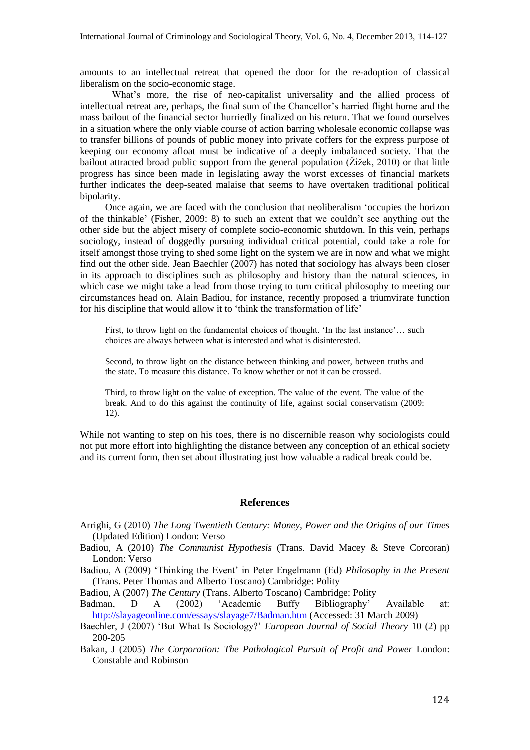amounts to an intellectual retreat that opened the door for the re-adoption of classical liberalism on the socio-economic stage.

What's more, the rise of neo-capitalist universality and the allied process of intellectual retreat are, perhaps, the final sum of the Chancellor's harried flight home and the mass bailout of the financial sector hurriedly finalized on his return. That we found ourselves in a situation where the only viable course of action barring wholesale economic collapse was to transfer billions of pounds of public money into private coffers for the express purpose of keeping our economy afloat must be indicative of a deeply imbalanced society. That the bailout attracted broad public support from the general population (Žižek, 2010) or that little progress has since been made in legislating away the worst excesses of financial markets further indicates the deep-seated malaise that seems to have overtaken traditional political bipolarity.

Once again, we are faced with the conclusion that neoliberalism 'occupies the horizon of the thinkable' (Fisher, 2009: 8) to such an extent that we couldn't see anything out the other side but the abject misery of complete socio-economic shutdown. In this vein, perhaps sociology, instead of doggedly pursuing individual critical potential, could take a role for itself amongst those trying to shed some light on the system we are in now and what we might find out the other side. Jean Baechler (2007) has noted that sociology has always been closer in its approach to disciplines such as philosophy and history than the natural sciences, in which case we might take a lead from those trying to turn critical philosophy to meeting our circumstances head on. Alain Badiou, for instance, recently proposed a triumvirate function for his discipline that would allow it to 'think the transformation of life'

> First, to throw light on the fundamental choices of thought. 'In the last instance'… such choices are always between what is interested and what is disinterested.
>
> Second, to throw light on the distance between thinking and power, between truths and the state. To measure this distance. To know whether or not it can be crossed.
>
> Third, to throw light on the value of exception. The value of the event. The value of the break. And to do this against the continuity of life, against social conservatism (2009: 12).

While not wanting to step on his toes, there is no discernible reason why sociologists could not put more effort into highlighting the distance between any conception of an ethical society and its current form, then set about illustrating just how valuable a radical break could be.

## References

Arrighi, G (2010) *The Long Twentieth Century: Money, Power and the Origins of our Times* (Updated Edition) London: Verso

Badiou, A (2010) *The Communist Hypothesis* (Trans. David Macey & Steve Corcoran) London: Verso

Badiou, A (2009) 'Thinking the Event' in Peter Engelmann (Ed) *Philosophy in the Present* (Trans. Peter Thomas and Alberto Toscano) Cambridge: Polity

Badiou, A (2007) *The Century* (Trans. Alberto Toscano) Cambridge: Polity

Badman, D A (2002) 'Academic Buffy Bibliography' Available at: http://slayageonline.com/essays/slayage7/Badman.htm (Accessed: 31 March 2009)

Baechler, J (2007) 'But What Is Sociology?' *European Journal of Social Theory* 10 (2) pp 200-205

Bakan, J (2005) *The Corporation: The Pathological Pursuit of Profit and Power* London: Constable and Robinson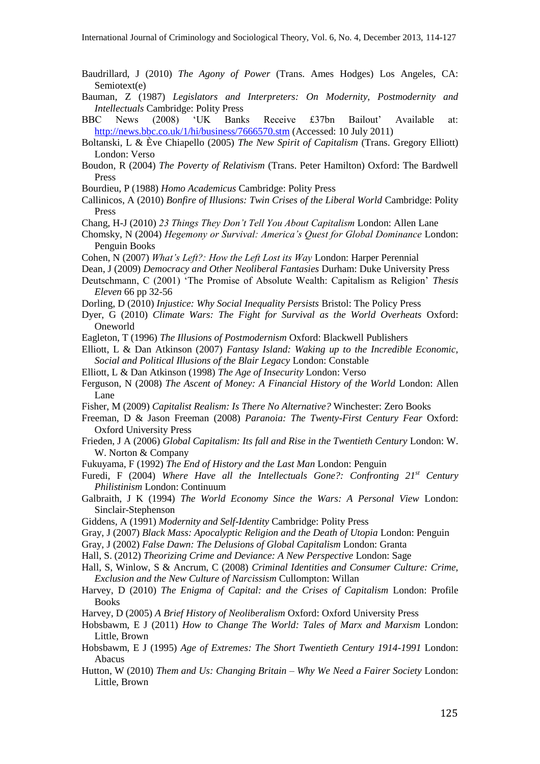Baudrillard, J (2010) *The Agony of Power* (Trans. Ames Hodges) Los Angeles, CA: Semiotext(e)

Bauman, Z (1987) *Legislators and Interpreters: On Modernity, Postmodernity and Intellectuals* Cambridge: Polity Press

BBC News (2008) 'UK Banks Receive £37bn Bailout' Available at: http://news.bbc.co.uk/1/hi/business/7666570.stm (Accessed: 10 July 2011)

Boltanski, L & Ève Chiapello (2005) *The New Spirit of Capitalism* (Trans. Gregory Elliott) London: Verso

Boudon, R (2004) *The Poverty of Relativism* (Trans. Peter Hamilton) Oxford: The Bardwell Press

Bourdieu, P (1988) *Homo Academicus* Cambridge: Polity Press

Callinicos, A (2010) *Bonfire of Illusions: Twin Crises of the Liberal World* Cambridge: Polity Press

Chang, H-J (2010) *23 Things They Don't Tell You About Capitalism* London: Allen Lane

Chomsky, N (2004) *Hegemony or Survival: America's Quest for Global Dominance* London: Penguin Books

Cohen, N (2007) *What's Left?: How the Left Lost its Way* London: Harper Perennial

Dean, J (2009) *Democracy and Other Neoliberal Fantasies* Durham: Duke University Press

Deutschmann, C (2001) 'The Promise of Absolute Wealth: Capitalism as Religion' *Thesis Eleven* 66 pp 32-56

Dorling, D (2010) *Injustice: Why Social Inequality Persists* Bristol: The Policy Press

Dyer, G (2010) *Climate Wars: The Fight for Survival as the World Overheats* Oxford: Oneworld

Eagleton, T (1996) *The Illusions of Postmodernism* Oxford: Blackwell Publishers

Elliott, L & Dan Atkinson (2007) *Fantasy Island: Waking up to the Incredible Economic, Social and Political Illusions of the Blair Legacy* London: Constable

Elliott, L & Dan Atkinson (1998) *The Age of Insecurity* London: Verso

Ferguson, N (2008) *The Ascent of Money: A Financial History of the World* London: Allen Lane

Fisher, M (2009) *Capitalist Realism: Is There No Alternative?* Winchester: Zero Books

Freeman, D & Jason Freeman (2008) *Paranoia: The Twenty-First Century Fear* Oxford: Oxford University Press

Frieden, J A (2006) *Global Capitalism: Its fall and Rise in the Twentieth Century* London: W. W. Norton & Company

Fukuyama, F (1992) *The End of History and the Last Man* London: Penguin

Furedi, F (2004) *Where Have all the Intellectuals Gone?: Confronting 21st Century Philistinism* London: Continuum

Galbraith, J K (1994) *The World Economy Since the Wars: A Personal View* London: Sinclair-Stephenson

Giddens, A (1991) *Modernity and Self-Identity* Cambridge: Polity Press

Gray, J (2007) *Black Mass: Apocalyptic Religion and the Death of Utopia* London: Penguin

Gray, J (2002) *False Dawn: The Delusions of Global Capitalism* London: Granta

Hall, S. (2012) *Theorizing Crime and Deviance: A New Perspective* London: Sage

Hall, S, Winlow, S & Ancrum, C (2008) *Criminal Identities and Consumer Culture: Crime, Exclusion and the New Culture of Narcissism* Cullompton: Willan

Harvey, D (2010) *The Enigma of Capital: and the Crises of Capitalism* London: Profile Books

Harvey, D (2005) *A Brief History of Neoliberalism* Oxford: Oxford University Press

Hobsbawm, E J (2011) *How to Change The World: Tales of Marx and Marxism* London: Little, Brown

Hobsbawm, E J (1995) *Age of Extremes: The Short Twentieth Century 1914-1991* London: Abacus

Hutton, W (2010) *Them and Us: Changing Britain – Why We Need a Fairer Society* London: Little, Brown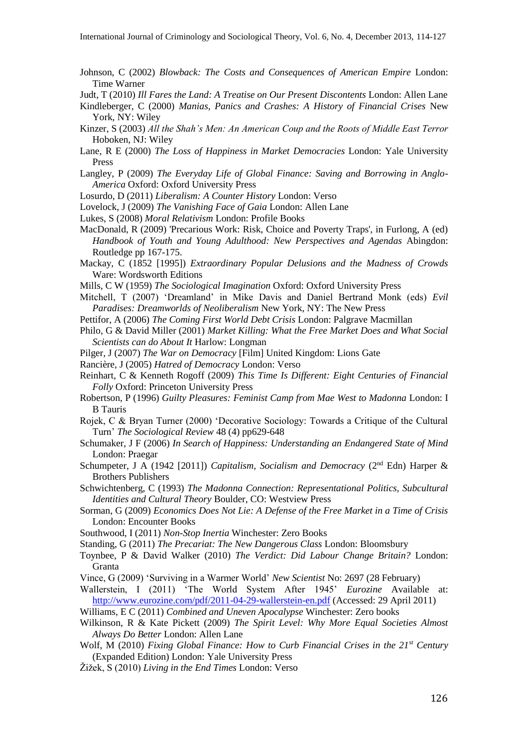Johnson, C (2002) *Blowback: The Costs and Consequences of American Empire* London: Time Warner

Judt, T (2010) *Ill Fares the Land: A Treatise on Our Present Discontents* London: Allen Lane

Kindleberger, C (2000) *Manias, Panics and Crashes: A History of Financial Crises* New York, NY: Wiley

Kinzer, S (2003) *All the Shah's Men: An American Coup and the Roots of Middle East Terror* Hoboken, NJ: Wiley

Lane, R E (2000) *The Loss of Happiness in Market Democracies* London: Yale University Press

Langley, P (2009) *The Everyday Life of Global Finance: Saving and Borrowing in Anglo-America* Oxford: Oxford University Press

Losurdo, D (2011) *Liberalism: A Counter History* London: Verso

Lovelock, J (2009) *The Vanishing Face of Gaia* London: Allen Lane

Lukes, S (2008) *Moral Relativism* London: Profile Books

MacDonald, R (2009) 'Precarious Work: Risk, Choice and Poverty Traps', in Furlong, A (ed) *Handbook of Youth and Young Adulthood: New Perspectives and Agendas* Abingdon: Routledge pp 167-175.

Mackay, C (1852 [1995]) *Extraordinary Popular Delusions and the Madness of Crowds* Ware: Wordsworth Editions

Mills, C W (1959) *The Sociological Imagination* Oxford: Oxford University Press

Mitchell, T (2007) 'Dreamland' in Mike Davis and Daniel Bertrand Monk (eds) *Evil Paradises: Dreamworlds of Neoliberalism* New York, NY: The New Press

Pettifor, A (2006) *The Coming First World Debt Crisis* London: Palgrave Macmillan

Philo, G & David Miller (2001) *Market Killing: What the Free Market Does and What Social Scientists can do About It* Harlow: Longman

Pilger, J (2007) *The War on Democracy* [Film] United Kingdom: Lions Gate

Rancière, J (2005) *Hatred of Democracy* London: Verso

Reinhart, C & Kenneth Rogoff (2009) *This Time Is Different: Eight Centuries of Financial Folly* Oxford: Princeton University Press

Robertson, P (1996) *Guilty Pleasures: Feminist Camp from Mae West to Madonna* London: I B Tauris

Rojek, C & Bryan Turner (2000) 'Decorative Sociology: Towards a Critique of the Cultural Turn' *The Sociological Review* 48 (4) pp629-648

Schumaker, J F (2006) *In Search of Happiness: Understanding an Endangered State of Mind* London: Praegar

Schumpeter, J A (1942 [2011]) *Capitalism, Socialism and Democracy* (2nd Edn) Harper & Brothers Publishers

Schwichtenberg, C (1993) *The Madonna Connection: Representational Politics, Subcultural Identities and Cultural Theory* Boulder, CO: Westview Press

Sorman, G (2009) *Economics Does Not Lie: A Defense of the Free Market in a Time of Crisis* London: Encounter Books

Southwood, I (2011) *Non-Stop Inertia* Winchester: Zero Books

Standing, G (2011) *The Precariat: The New Dangerous Class* London: Bloomsbury

Toynbee, P & David Walker (2010) *The Verdict: Did Labour Change Britain?* London: Granta

Vince, G (2009) 'Surviving in a Warmer World' *New Scientist* No: 2697 (28 February)

Wallerstein, I (2011) 'The World System After 1945' *Eurozine* Available at: http://www.eurozine.com/pdf/2011-04-29-wallerstein-en.pdf (Accessed: 29 April 2011)

Williams, E C (2011) *Combined and Uneven Apocalypse* Winchester: Zero books

Wilkinson, R & Kate Pickett (2009) *The Spirit Level: Why More Equal Societies Almost Always Do Better* London: Allen Lane

Wolf, M (2010) *Fixing Global Finance: How to Curb Financial Crises in the 21st Century* (Expanded Edition) London: Yale University Press

Žižek, S (2010) *Living in the End Times* London: Verso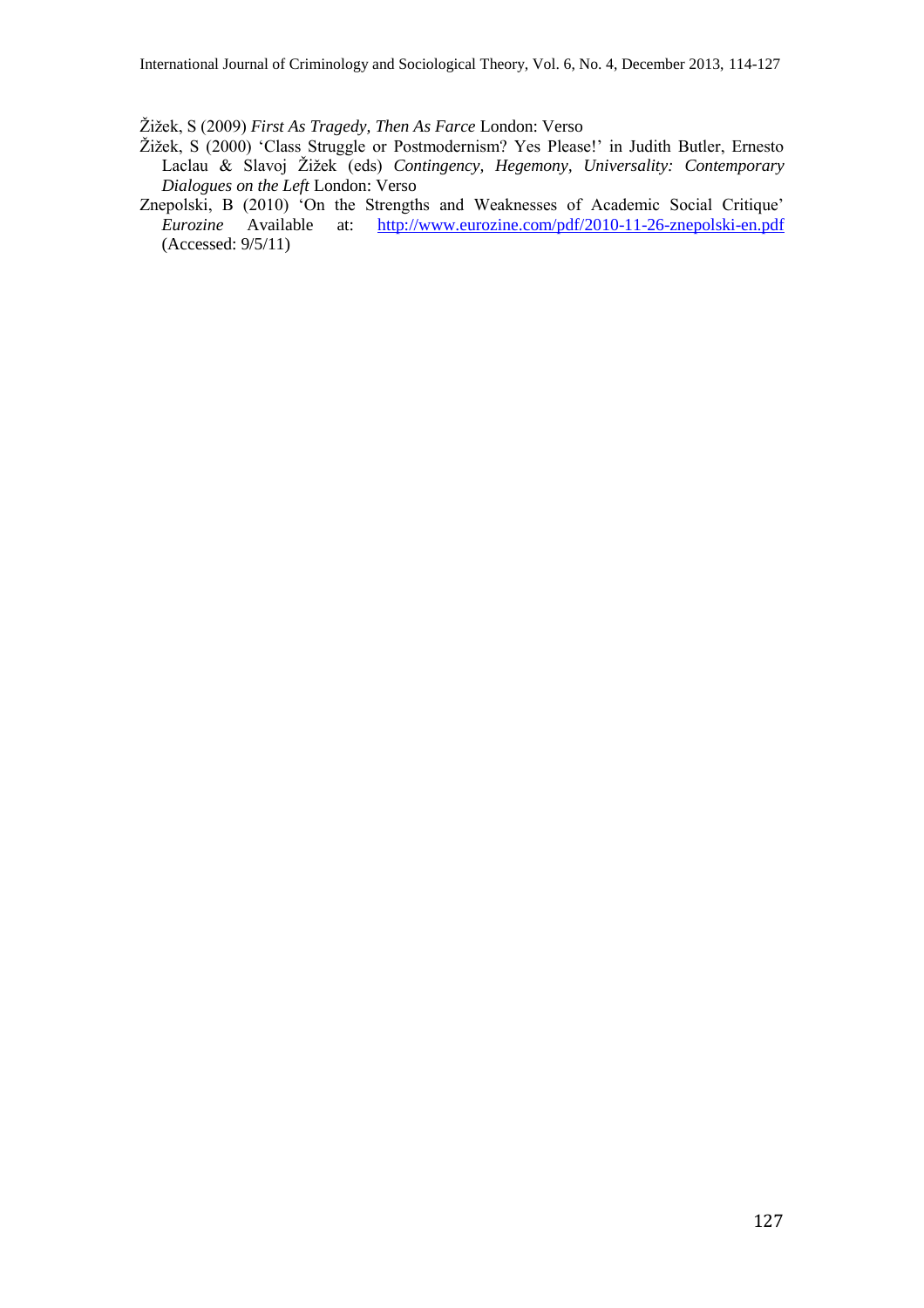Žižek, S (2009) *First As Tragedy, Then As Farce* London: Verso

Žižek, S (2000) 'Class Struggle or Postmodernism? Yes Please!' in Judith Butler, Ernesto Laclau & Slavoj Žižek (eds) *Contingency, Hegemony, Universality: Contemporary Dialogues on the Left* London: Verso

Znepolski, B (2010) 'On the Strengths and Weaknesses of Academic Social Critique' *Eurozine* Available at: http://www.eurozine.com/pdf/2010-11-26-znepolski-en.pdf (Accessed: 9/5/11)